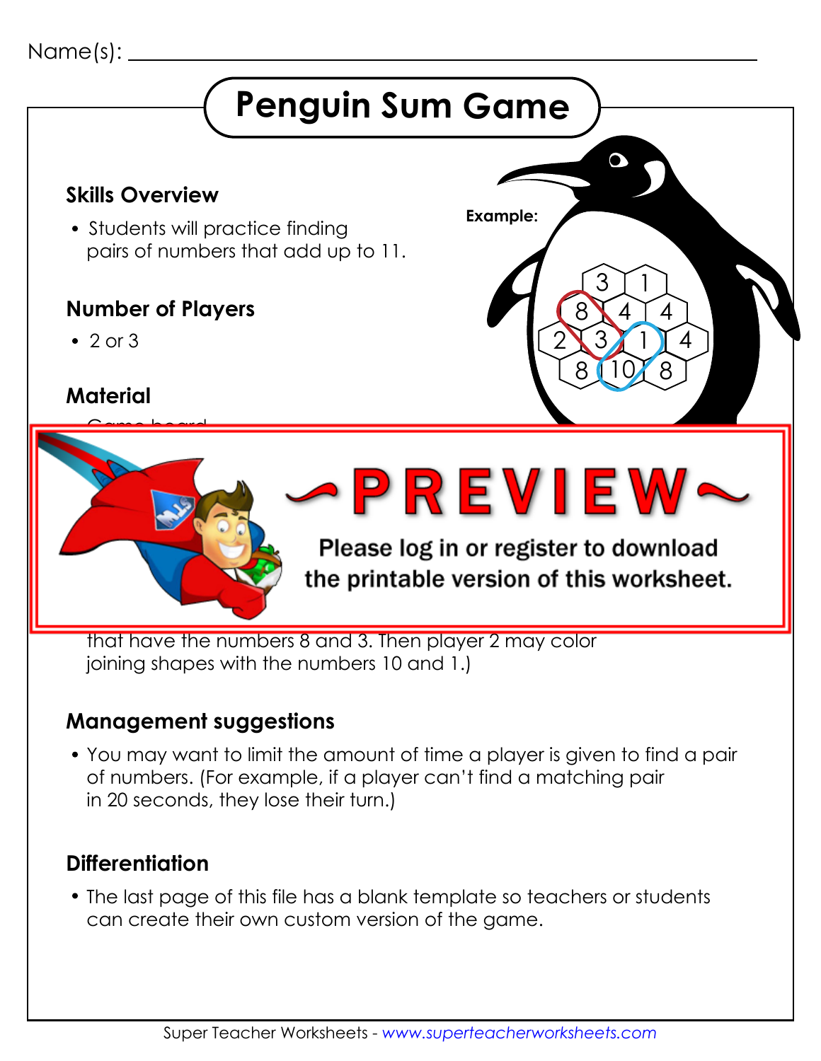Name(s): ___________________________________________

# Penguin Sum Game

## Skills Overview

- Students will practice finding pairs of numbers that add up to 11.

**Example:**

## Number of Players

- 2 or 3

## Material

- Game board

~PREVIEW~

Please log in or register to download the printable version of this worksheet.

that have the numbers 8 and 3. Then player 2 may color joining shapes with the numbers 10 and 1.)

## Management suggestions

- You may want to limit the amount of time a player is given to find a pair of numbers. (For example, if a player can't find a matching pair in 20 seconds, they lose their turn.)

## Differentiation

- The last page of this file has a blank template so teachers or students can create their own custom version of the game.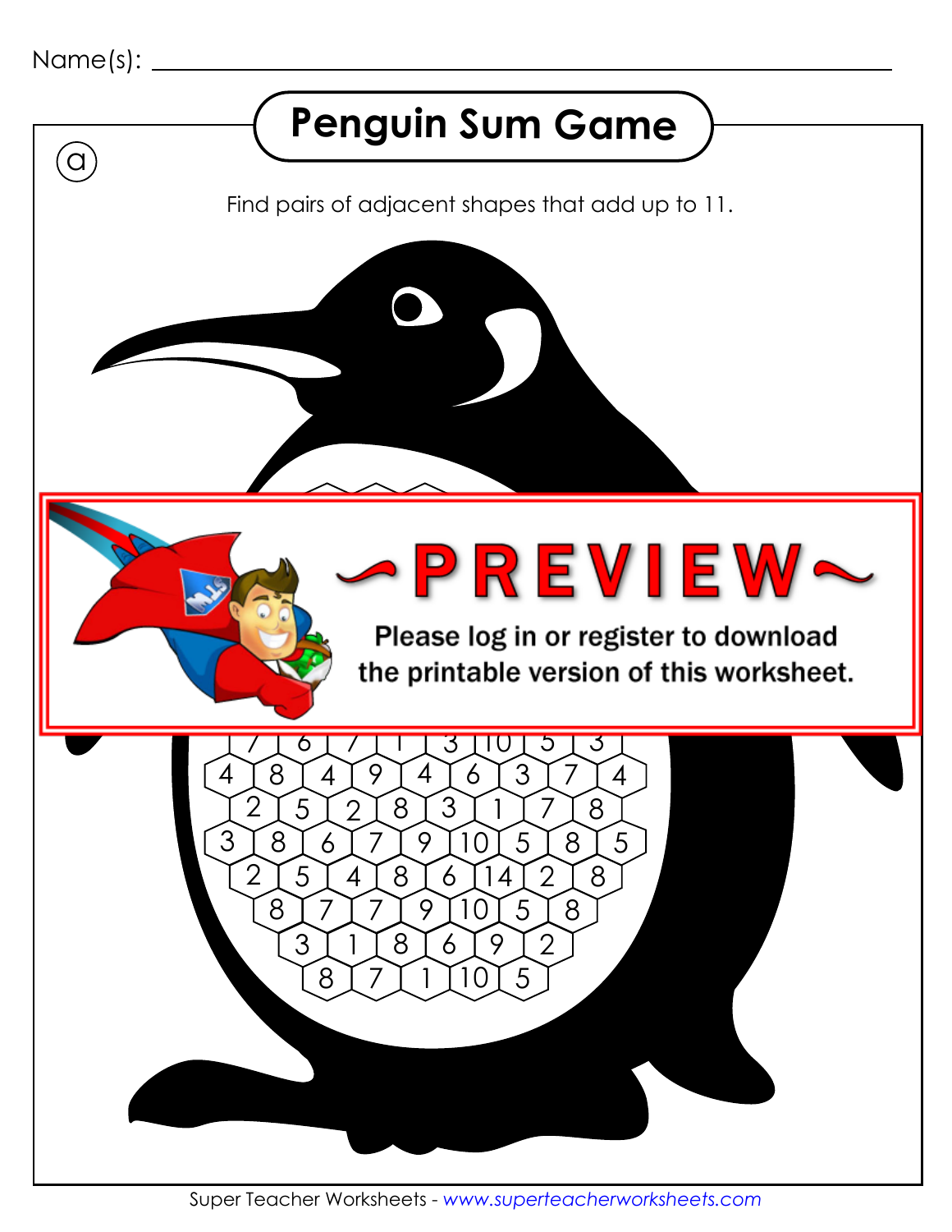Name(s): ________________________________

# Penguin Sum Game

ⓐ

Find pairs of adjacent shapes that add up to 11.

~PREVIEW~

Please log in or register to download the printable version of this worksheet.

7 6 7 1 3 10 5 3

4 8 4 9 4 6 3 7 4

2 5 2 8 3 1 7 8

3 8 6 7 9 10 5 8 5

2 5 4 8 6 14 2 8

8 7 7 9 10 5 8

3 1 8 6 9 2

8 7 1 10 5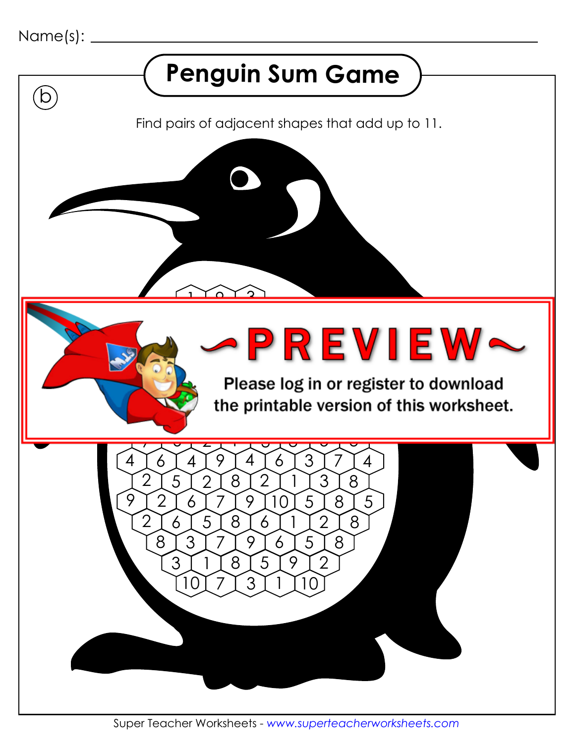Name(s): ___________________________

# Penguin Sum Game

(b)

Find pairs of adjacent shapes that add up to 11.

~PREVIEW~

Please log in or register to download the printable version of this worksheet.

4 6 4 9 4 6 3 7 4

2 5 2 8 2 1 3 8

9 2 6 7 9 10 5 8 5

2 6 5 8 6 1 2 8

8 3 7 9 6 5 8

3 1 8 5 9 2

10 7 3 1 10

Super Teacher Worksheets - www.superteacherworksheets.com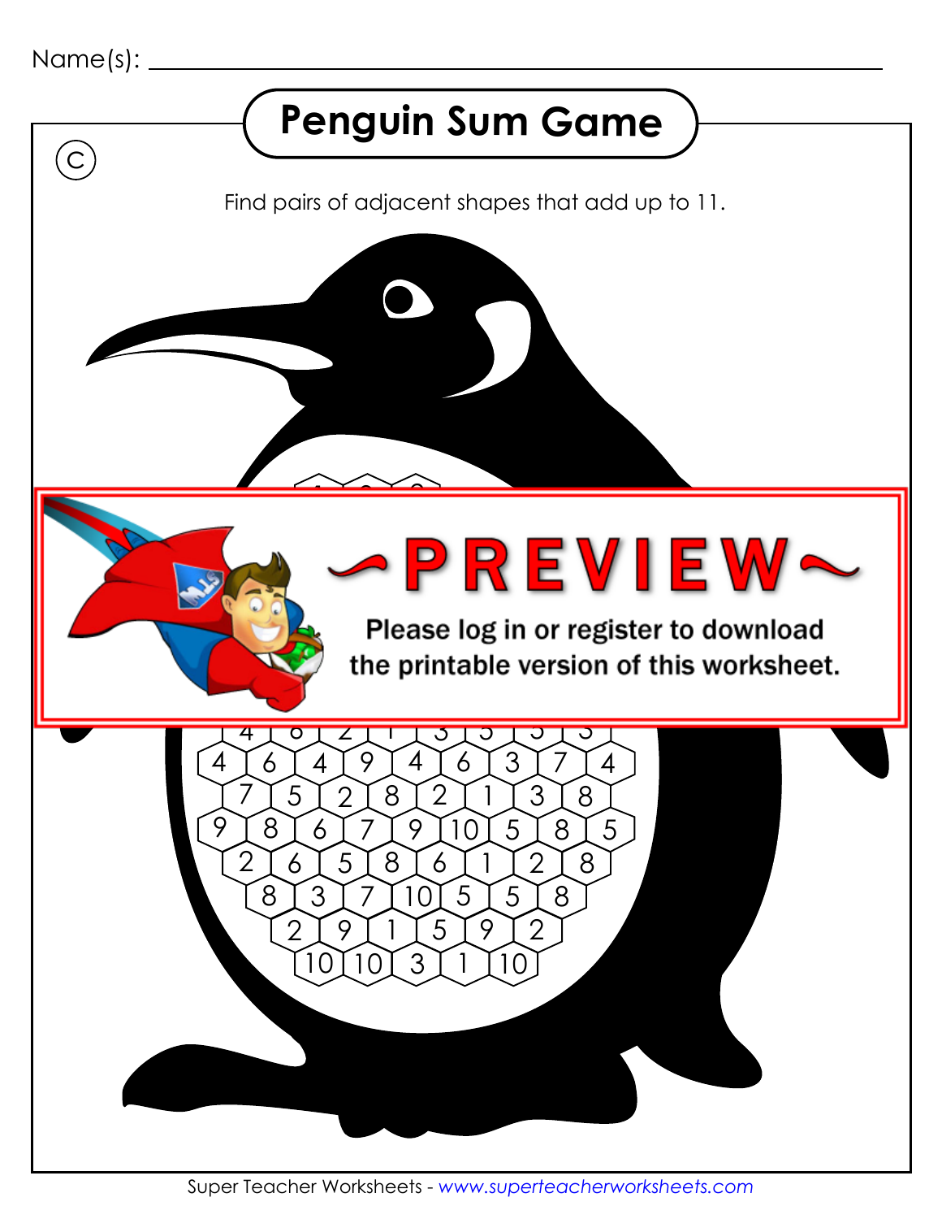Name(s): ______________________________

# Penguin Sum Game

Ⓒ

Find pairs of adjacent shapes that add up to 11.

~PREVIEW~

Please log in or register to download the printable version of this worksheet.

4 6 4 9 4 6 3 7 4

7 5 2 8 2 1 3 8

9 8 6 7 9 10 5 8 5

2 6 5 8 6 1 2 8

8 3 7 10 5 5 8

2 9 1 5 9 2

10 10 3 1 10

Super Teacher Worksheets - www.superteacherworksheets.com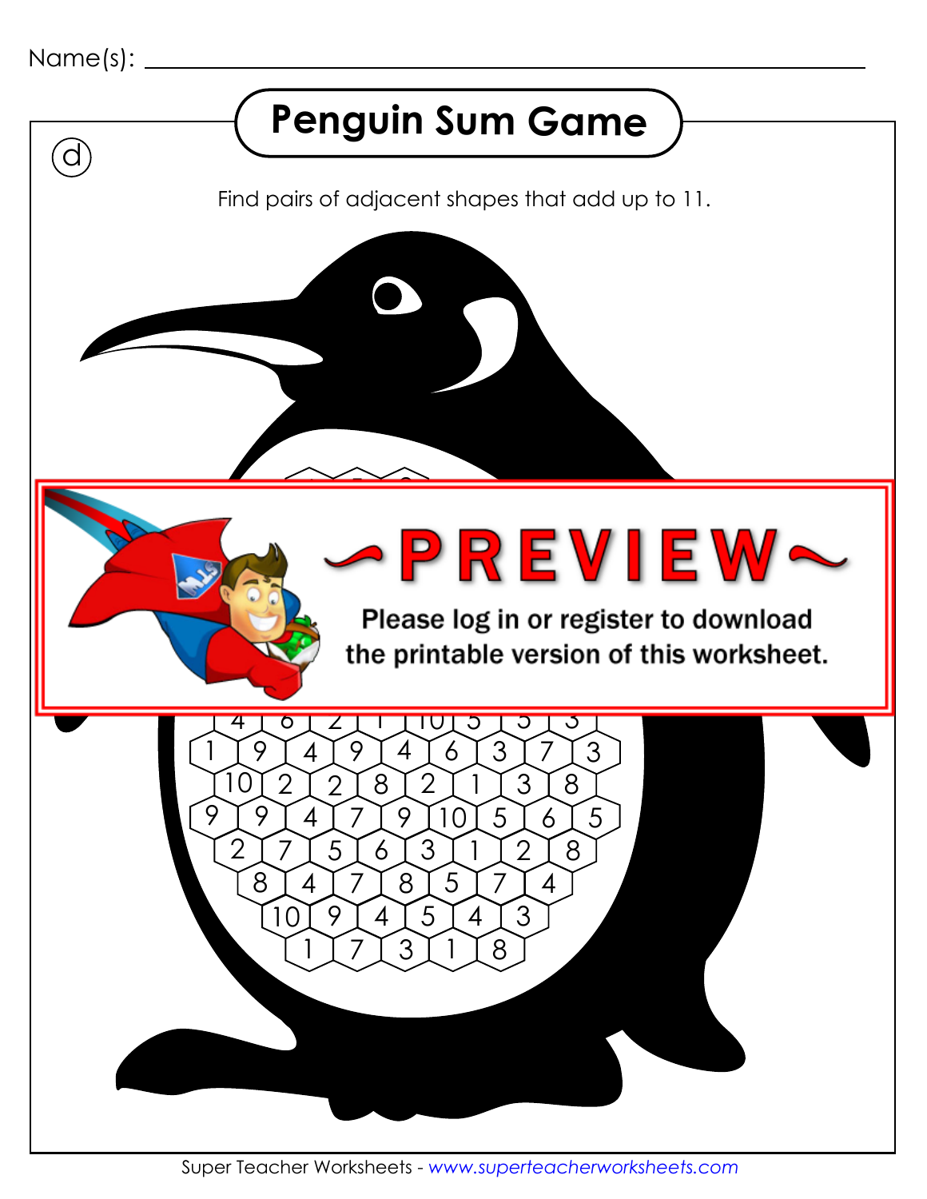Name(s): ___________________________________

# Penguin Sum Game

ⓓ

Find pairs of adjacent shapes that add up to 11.

~PREVIEW~

Please log in or register to download the printable version of this worksheet.

4 6 2 1 10 5 5 3

1 9 4 9 4 6 3 7 3

10 2 2 8 2 1 3 8

9 9 4 7 9 10 5 6 5

2 7 5 6 3 1 2 8

8 4 7 8 5 7 4

10 9 4 5 4 3

1 7 3 1 8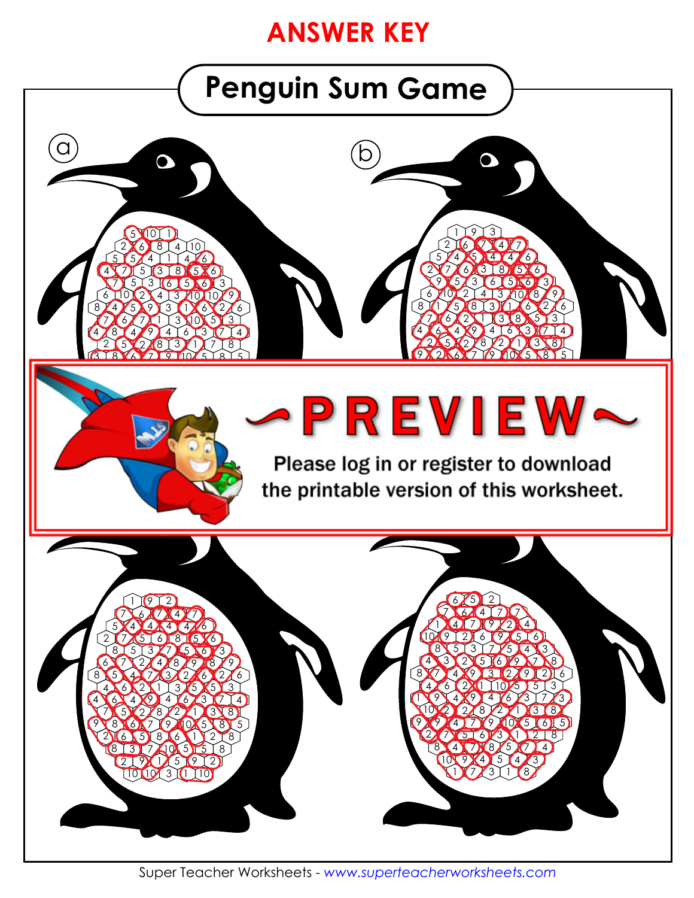**ANSWER KEY**

# Penguin Sum Game

a

b

~PREVIEW~

Please log in or register to download the printable version of this worksheet.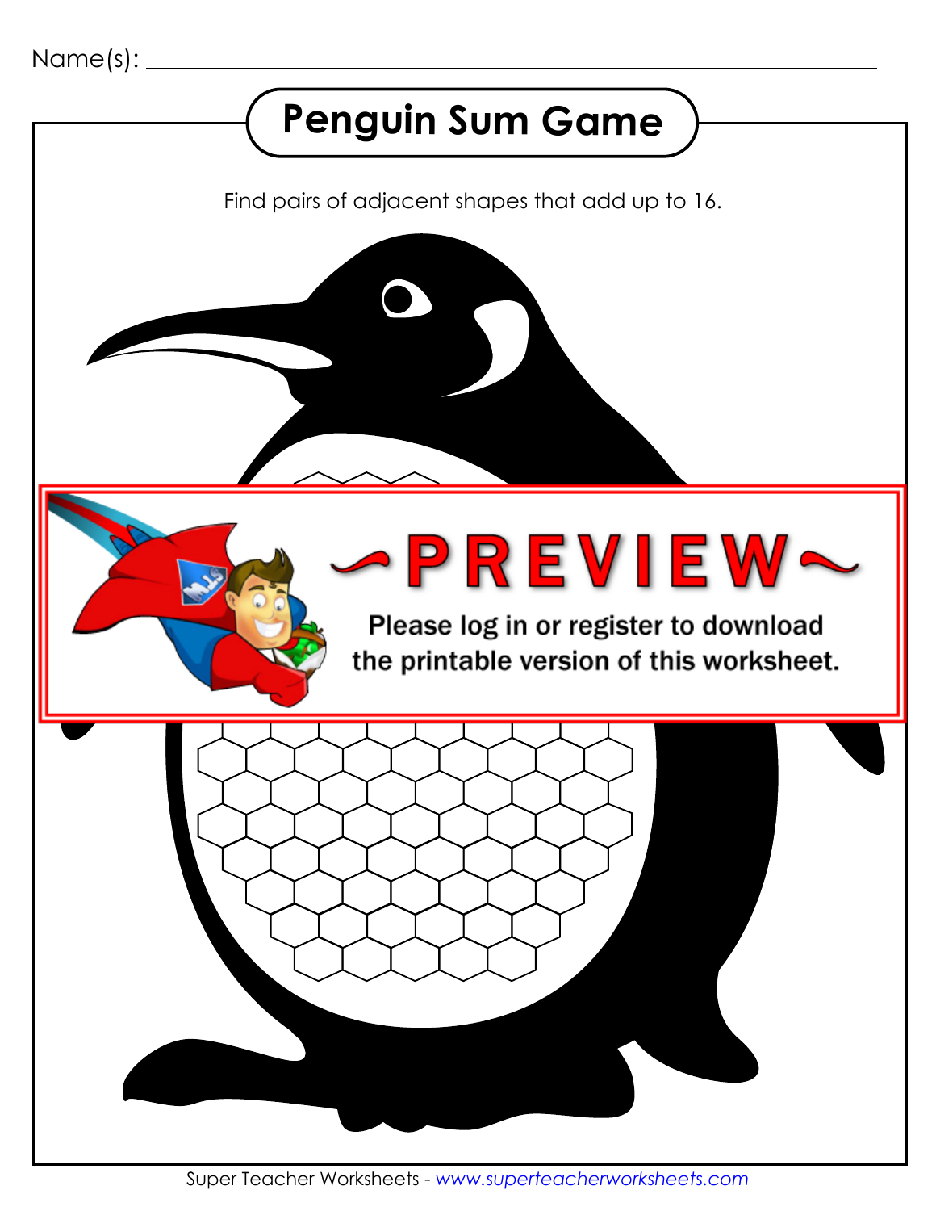Name(s): ______________________________

# Penguin Sum Game

Find pairs of adjacent shapes that add up to 16.

~PREVIEW~

Please log in or register to download the printable version of this worksheet.